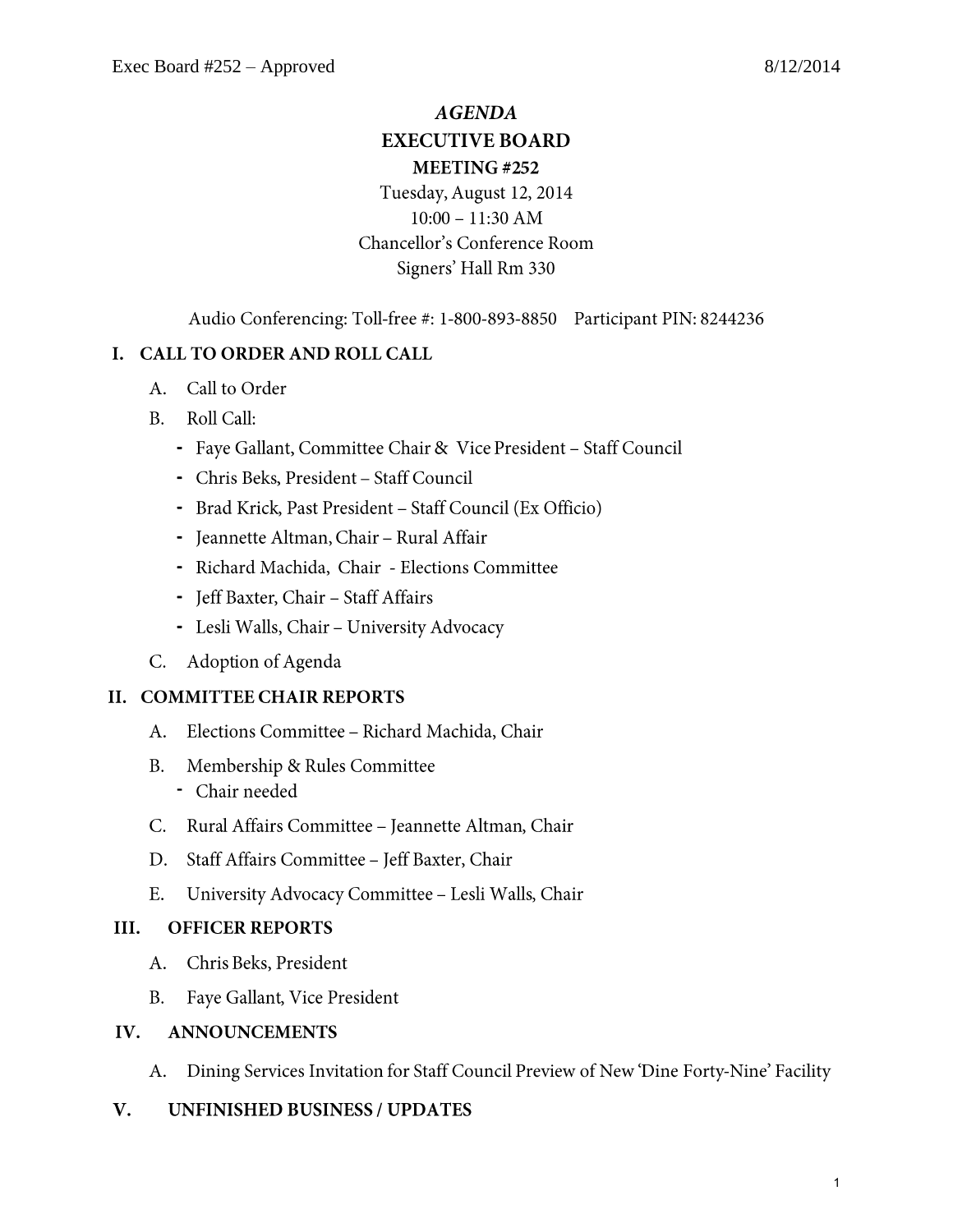# *AGENDA*

## EXECUTIVE BOARD

### MEETING #252

Tuesday, August 12, 2014

10:00 – 11:30 AM

Chancellor's Conference Room

Signers' Hall Rm 330

Audio Conferencing: Toll-free #: 1-800-893-8850    Participant PIN: 8244236

## I. CALL TO ORDER AND ROLL CALL

A. Call to Order

B. Roll Call:
- Faye Gallant, Committee Chair & Vice President – Staff Council
- Chris Beks, President – Staff Council
- Brad Krick, Past President – Staff Council (Ex Officio)
- Jeannette Altman, Chair – Rural Affair
- Richard Machida, Chair - Elections Committee
- Jeff Baxter, Chair – Staff Affairs
- Lesli Walls, Chair – University Advocacy

C. Adoption of Agenda

## II. COMMITTEE CHAIR REPORTS

A. Elections Committee – Richard Machida, Chair

B. Membership & Rules Committee
- Chair needed

C. Rural Affairs Committee – Jeannette Altman, Chair

D. Staff Affairs Committee – Jeff Baxter, Chair

E. University Advocacy Committee – Lesli Walls, Chair

## III. OFFICER REPORTS

A. Chris Beks, President

B. Faye Gallant, Vice President

## IV. ANNOUNCEMENTS

A. Dining Services Invitation for Staff Council Preview of New 'Dine Forty-Nine' Facility

## V. UNFINISHED BUSINESS / UPDATES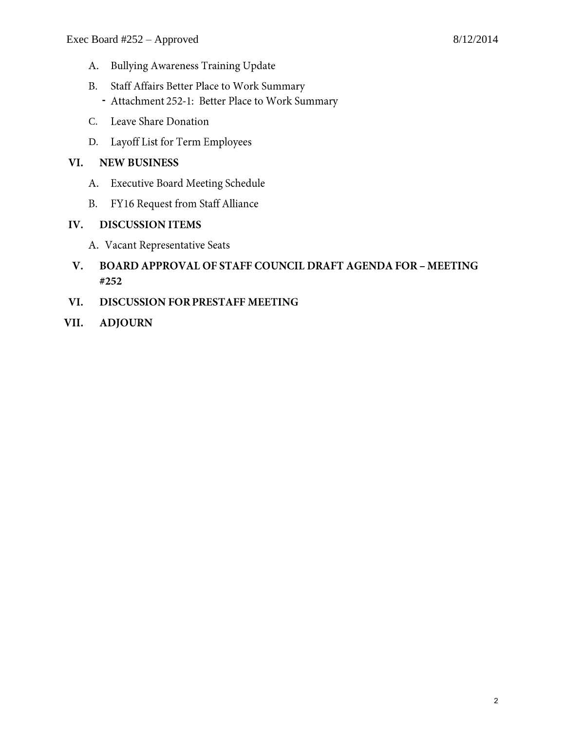A. Bullying Awareness Training Update

B. Staff Affairs Better Place to Work Summary
   - Attachment 252-1: Better Place to Work Summary

C. Leave Share Donation

D. Layoff List for Term Employees

**VI. NEW BUSINESS**

A. Executive Board Meeting Schedule

B. FY16 Request from Staff Alliance

**IV. DISCUSSION ITEMS**

A. Vacant Representative Seats

**V. BOARD APPROVAL OF STAFF COUNCIL DRAFT AGENDA FOR – MEETING #252**

**VI. DISCUSSION FOR PRESTAFF MEETING**

**VII. ADJOURN**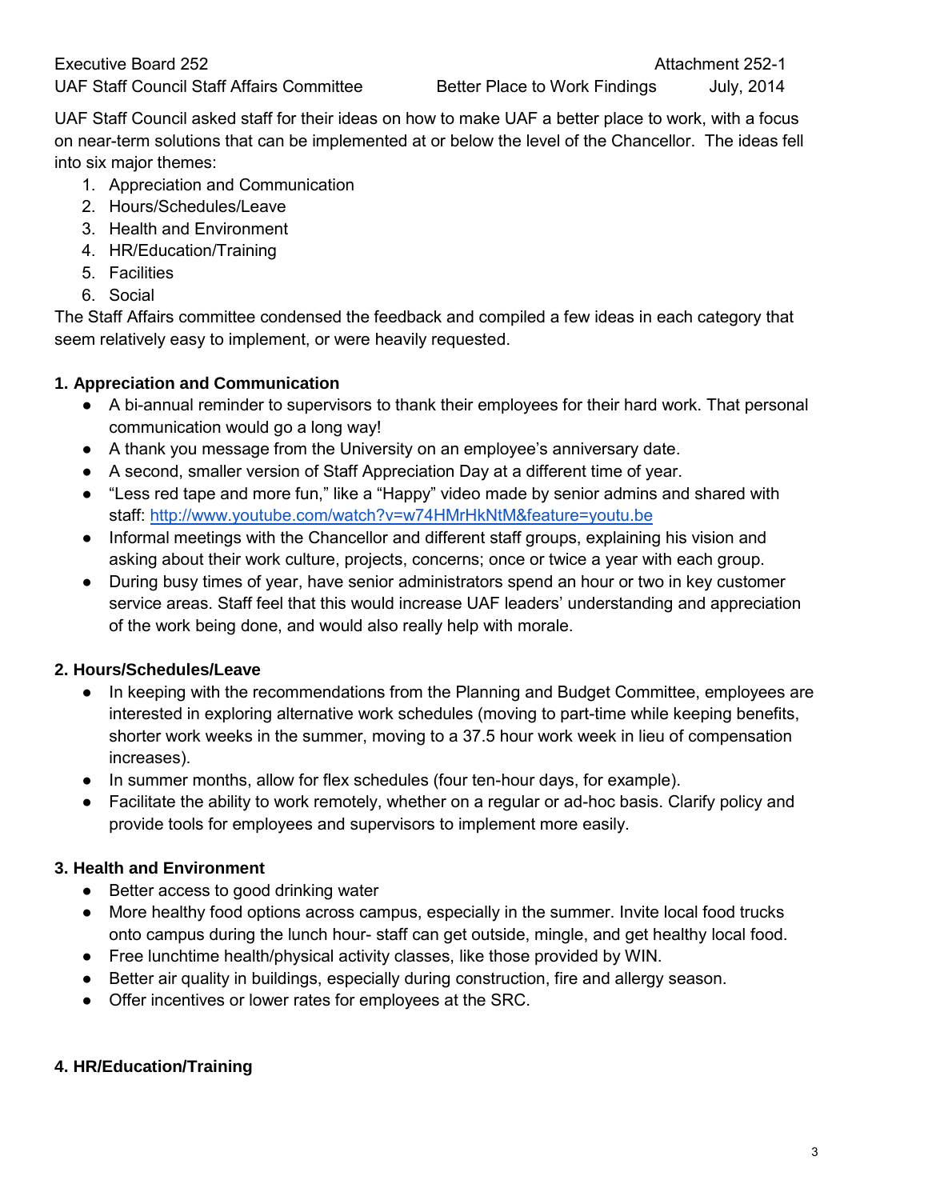UAF Staff Council asked staff for their ideas on how to make UAF a better place to work, with a focus on near-term solutions that can be implemented at or below the level of the Chancellor. The ideas fell into six major themes:

1. Appreciation and Communication
2. Hours/Schedules/Leave
3. Health and Environment
4. HR/Education/Training
5. Facilities
6. Social

The Staff Affairs committee condensed the feedback and compiled a few ideas in each category that seem relatively easy to implement, or were heavily requested.

**1. Appreciation and Communication**

- A bi-annual reminder to supervisors to thank their employees for their hard work. That personal communication would go a long way!
- A thank you message from the University on an employee's anniversary date.
- A second, smaller version of Staff Appreciation Day at a different time of year.
- "Less red tape and more fun," like a "Happy" video made by senior admins and shared with staff: http://www.youtube.com/watch?v=w74HMrHkNtM&feature=youtu.be
- Informal meetings with the Chancellor and different staff groups, explaining his vision and asking about their work culture, projects, concerns; once or twice a year with each group.
- During busy times of year, have senior administrators spend an hour or two in key customer service areas. Staff feel that this would increase UAF leaders' understanding and appreciation of the work being done, and would also really help with morale.

**2. Hours/Schedules/Leave**

- In keeping with the recommendations from the Planning and Budget Committee, employees are interested in exploring alternative work schedules (moving to part-time while keeping benefits, shorter work weeks in the summer, moving to a 37.5 hour work week in lieu of compensation increases).
- In summer months, allow for flex schedules (four ten-hour days, for example).
- Facilitate the ability to work remotely, whether on a regular or ad-hoc basis. Clarify policy and provide tools for employees and supervisors to implement more easily.

**3. Health and Environment**

- Better access to good drinking water
- More healthy food options across campus, especially in the summer. Invite local food trucks onto campus during the lunch hour- staff can get outside, mingle, and get healthy local food.
- Free lunchtime health/physical activity classes, like those provided by WIN.
- Better air quality in buildings, especially during construction, fire and allergy season.
- Offer incentives or lower rates for employees at the SRC.

**4. HR/Education/Training**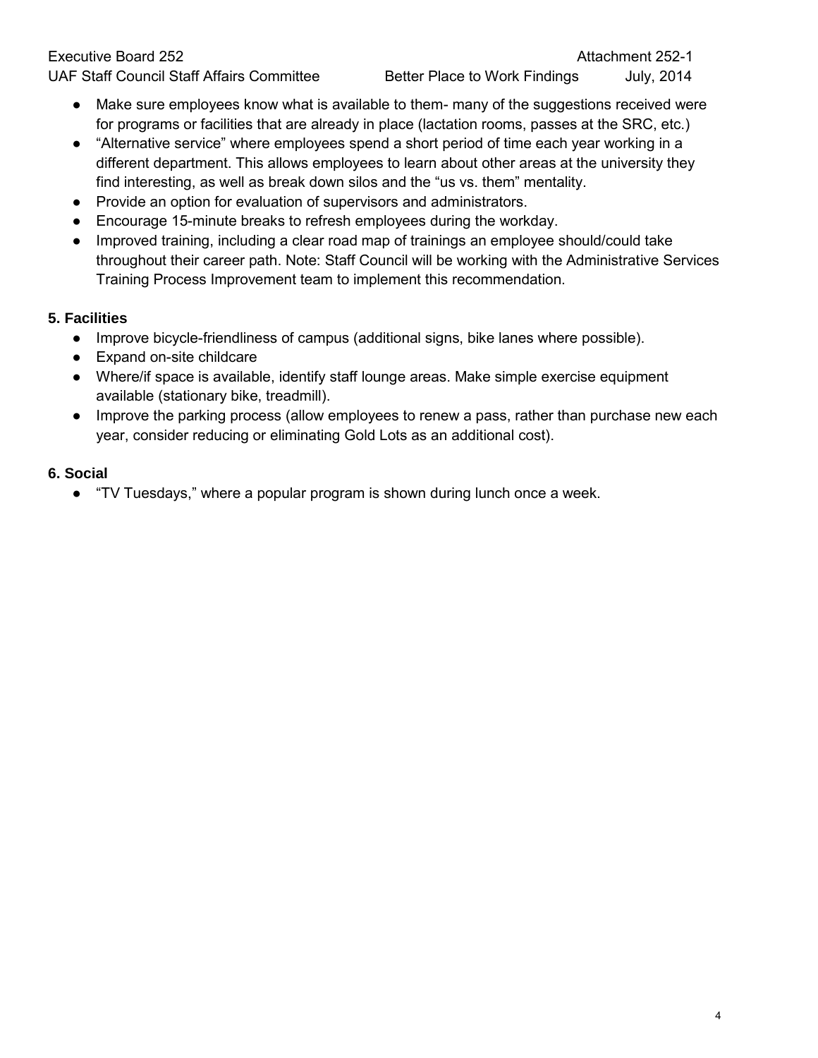- Make sure employees know what is available to them- many of the suggestions received were for programs or facilities that are already in place (lactation rooms, passes at the SRC, etc.)
- "Alternative service" where employees spend a short period of time each year working in a different department. This allows employees to learn about other areas at the university they find interesting, as well as break down silos and the "us vs. them" mentality.
- Provide an option for evaluation of supervisors and administrators.
- Encourage 15-minute breaks to refresh employees during the workday.
- Improved training, including a clear road map of trainings an employee should/could take throughout their career path. Note: Staff Council will be working with the Administrative Services Training Process Improvement team to implement this recommendation.

**5. Facilities**

- Improve bicycle-friendliness of campus (additional signs, bike lanes where possible).
- Expand on-site childcare
- Where/if space is available, identify staff lounge areas. Make simple exercise equipment available (stationary bike, treadmill).
- Improve the parking process (allow employees to renew a pass, rather than purchase new each year, consider reducing or eliminating Gold Lots as an additional cost).

**6. Social**

- "TV Tuesdays," where a popular program is shown during lunch once a week.